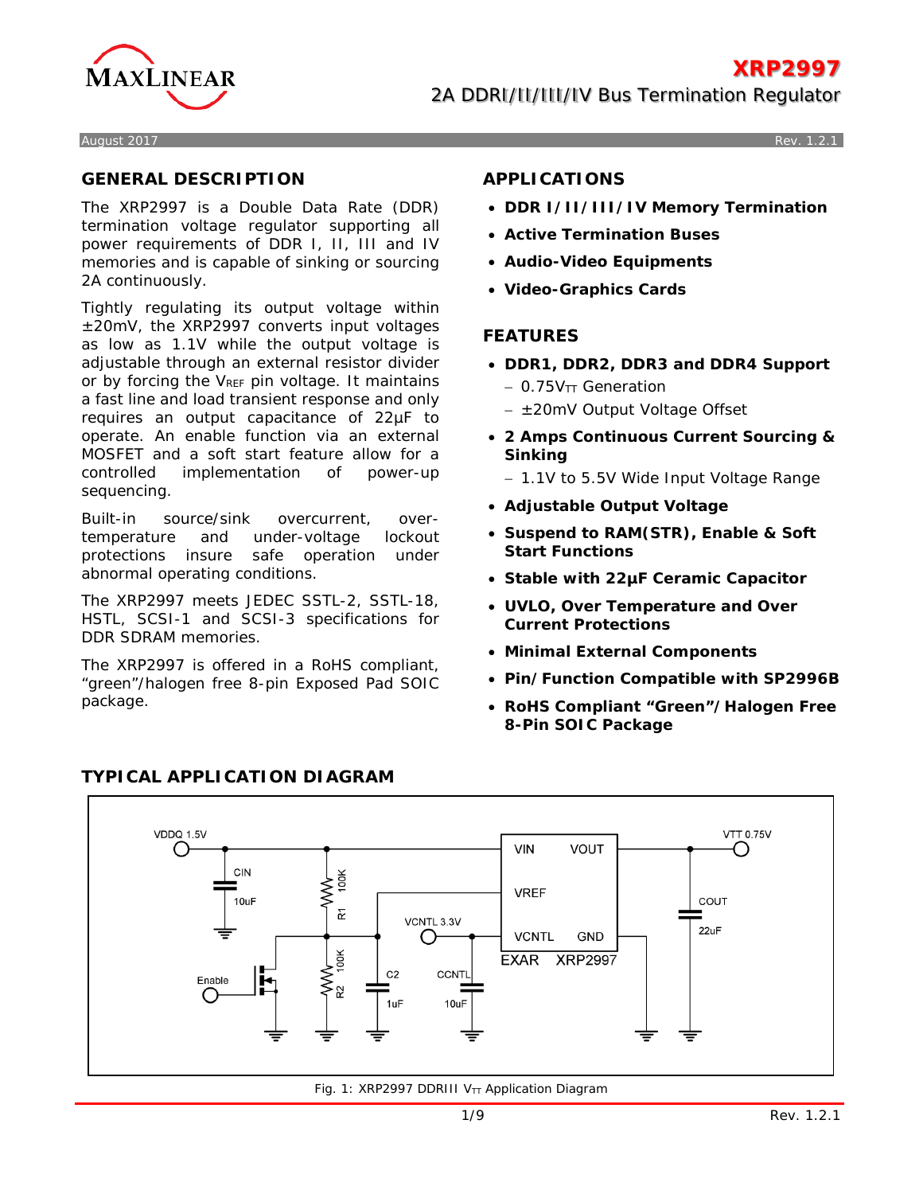# XRP2997

## 2A DDRI/II/III/IV Bus Termination Regulator

August 2017 Rev. 1.2.1

## GENERAL DESCRIPTION

The XRP2997 is a Double Data Rate (DDR) termination voltage regulator supporting all power requirements of DDR I, II, III and IV memories and is capable of sinking or sourcing 2A continuously.

Tightly regulating its output voltage within ±20mV, the XRP2997 converts input voltages as low as 1.1V while the output voltage is adjustable through an external resistor divider or by forcing the $V_{REF}$ pin voltage. It maintains a fast line and load transient response and only requires an output capacitance of 22µF to operate. An enable function via an external MOSFET and a soft start feature allow for a controlled implementation of power-up sequencing.

Built-in source/sink overcurrent, over-temperature and under-voltage lockout protections insure safe operation under abnormal operating conditions.

The XRP2997 meets JEDEC SSTL-2, SSTL-18, HSTL, SCSI-1 and SCSI-3 specifications for DDR SDRAM memories.

The XRP2997 is offered in a RoHS compliant, "green"/halogen free 8-pin Exposed Pad SOIC package.

## APPLICATIONS

- **DDR I/II/III/IV Memory Termination**
- **Active Termination Buses**
- **Audio-Video Equipments**
- **Video-Graphics Cards**

## FEATURES

- **DDR1, DDR2, DDR3 and DDR4 Support**
  - $0.75V_{TT}$ Generation
  - ±20mV Output Voltage Offset
- **2 Amps Continuous Current Sourcing & Sinking**
  - 1.1V to 5.5V Wide Input Voltage Range
- **Adjustable Output Voltage**
- **Suspend to RAM(STR), Enable & Soft Start Functions**
- **Stable with 22µF Ceramic Capacitor**
- **UVLO, Over Temperature and Over Current Protections**
- **Minimal External Components**
- **Pin/Function Compatible with SP2996B**
- **RoHS Compliant "Green"/Halogen Free 8-Pin SOIC Package**

## TYPICAL APPLICATION DIAGRAM

Fig. 1: XRP2997 DDRIII $V_{TT}$ Application Diagram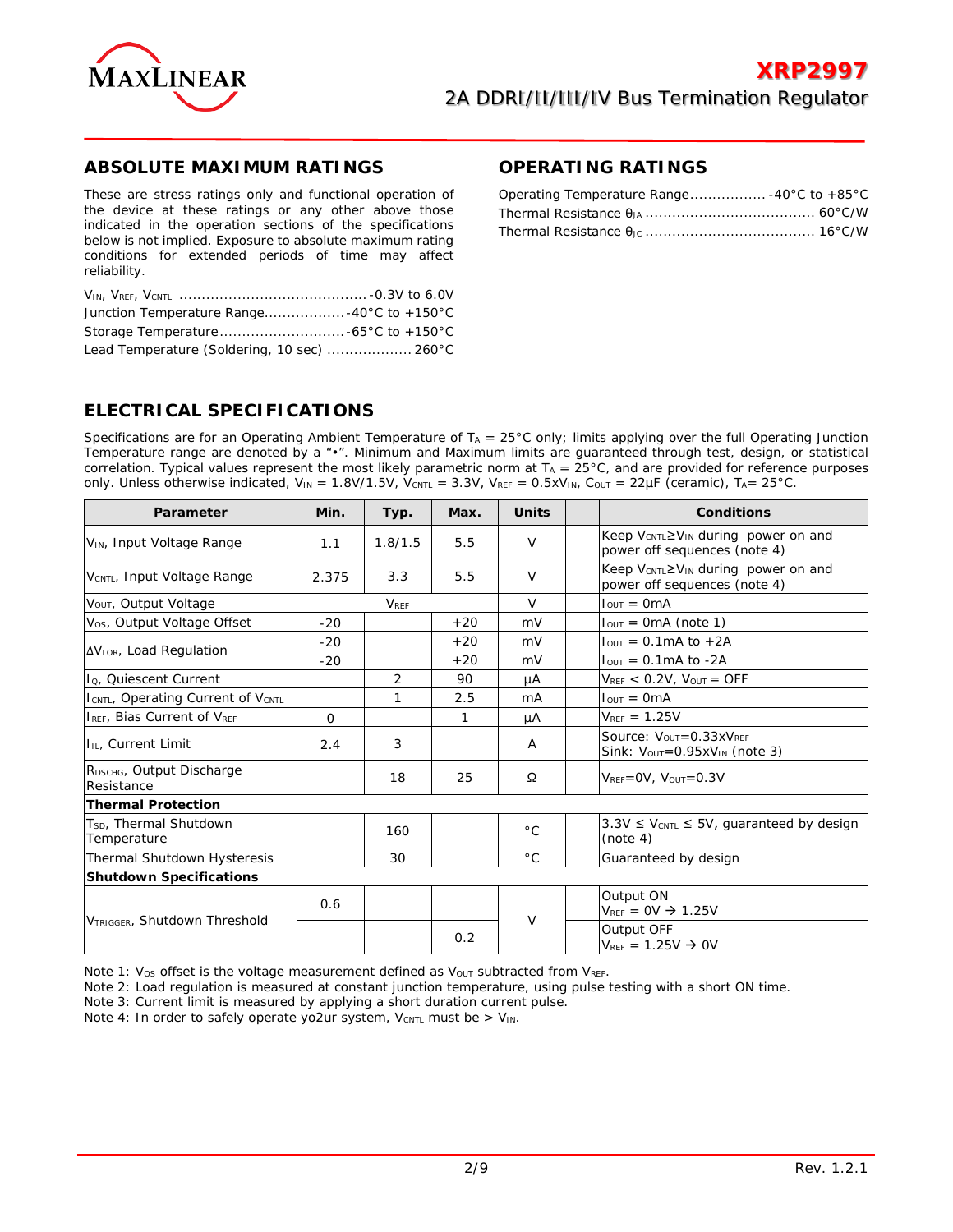## ABSOLUTE MAXIMUM RATINGS

These are stress ratings only and functional operation of the device at these ratings or any other above those indicated in the operation sections of the specifications below is not implied. Exposure to absolute maximum rating conditions for extended periods of time may affect reliability.

$V_{IN}$, $V_{REF}$, $V_{CNTL}$ ........................................-0.3V to 6.0V
Junction Temperature Range..................-40°C to +150°C
Storage Temperature............................-65°C to +150°C
Lead Temperature (Soldering, 10 sec) ................... 260°C

## OPERATING RATINGS

Operating Temperature Range................. -40°C to +85°C
Thermal Resistance $\theta_{JA}$ ..................................... 60°C/W
Thermal Resistance $\theta_{JC}$ ..................................... 16°C/W

## ELECTRICAL SPECIFICATIONS

Specifications are for an Operating Ambient Temperature of $T_A$ = 25°C only; limits applying over the full Operating Junction Temperature range are denoted by a "•". Minimum and Maximum limits are guaranteed through test, design, or statistical correlation. Typical values represent the most likely parametric norm at $T_A$ = 25°C, and are provided for reference purposes only. Unless otherwise indicated, $V_{IN}$ = 1.8V/1.5V, $V_{CNTL}$ = 3.3V, $V_{REF}$ = 0.5x$V_{IN}$, $C_{OUT}$ = 22µF (ceramic), $T_A$= 25°C.

| Parameter | Min. | Typ. | Max. | Units | | Conditions |
|---|---|---|---|---|---|---|
| $V_{IN}$, Input Voltage Range | 1.1 | 1.8/1.5 | 5.5 | V | | Keep $V_{CNTL} \geq V_{IN}$ during power on and power off sequences (note 4) |
| $V_{CNTL}$, Input Voltage Range | 2.375 | 3.3 | 5.5 | V | | Keep $V_{CNTL} \geq V_{IN}$ during power on and power off sequences (note 4) |
| $V_{OUT}$, Output Voltage | | $V_{REF}$ | | V | | $I_{OUT}$ = 0mA |
| $V_{OS}$, Output Voltage Offset | -20 | | +20 | mV | | $I_{OUT}$ = 0mA (note 1) |
| $\Delta V_{LOR}$, Load Regulation | -20 | | +20 | mV | | $I_{OUT}$ = 0.1mA to +2A |
| | -20 | | +20 | mV | | $I_{OUT}$ = 0.1mA to -2A |
| $I_Q$, Quiescent Current | | 2 | 90 | µA | | $V_{REF}$ < 0.2V, $V_{OUT}$ = OFF |
| $I_{CNTL}$, Operating Current of $V_{CNTL}$ | | 1 | 2.5 | mA | | $I_{OUT}$ = 0mA |
| $I_{REF}$, Bias Current of $V_{REF}$ | 0 | | 1 | µA | | $V_{REF}$ = 1.25V |
| $I_{IL}$, Current Limit | 2.4 | 3 | | A | | Source: $V_{OUT}$=0.33x$V_{REF}$<br>Sink: $V_{OUT}$=0.95x$V_{IN}$ (note 3) |
| $R_{DSCHG}$, Output Discharge Resistance | | 18 | 25 | Ω | | $V_{REF}$=0V, $V_{OUT}$=0.3V |
| **Thermal Protection** | | | | | | |
| $T_{SD}$, Thermal Shutdown Temperature | | 160 | | °C | | 3.3V ≤ $V_{CNTL}$ ≤ 5V, guaranteed by design (note 4) |
| Thermal Shutdown Hysteresis | | 30 | | °C | | Guaranteed by design |
| **Shutdown Specifications** | | | | | | |
| $V_{TRIGGER}$, Shutdown Threshold | 0.6 | | | V | | Output ON<br>$V_{REF}$ = 0V → 1.25V |
| | | | 0.2 | V | | Output OFF<br>$V_{REF}$ = 1.25V → 0V |

Note 1: $V_{OS}$ offset is the voltage measurement defined as $V_{OUT}$ subtracted from $V_{REF}$.
Note 2: Load regulation is measured at constant junction temperature, using pulse testing with a short ON time.
Note 3: Current limit is measured by applying a short duration current pulse.
Note 4: In order to safely operate yo2ur system, $V_{CNTL}$ must be > $V_{IN}$.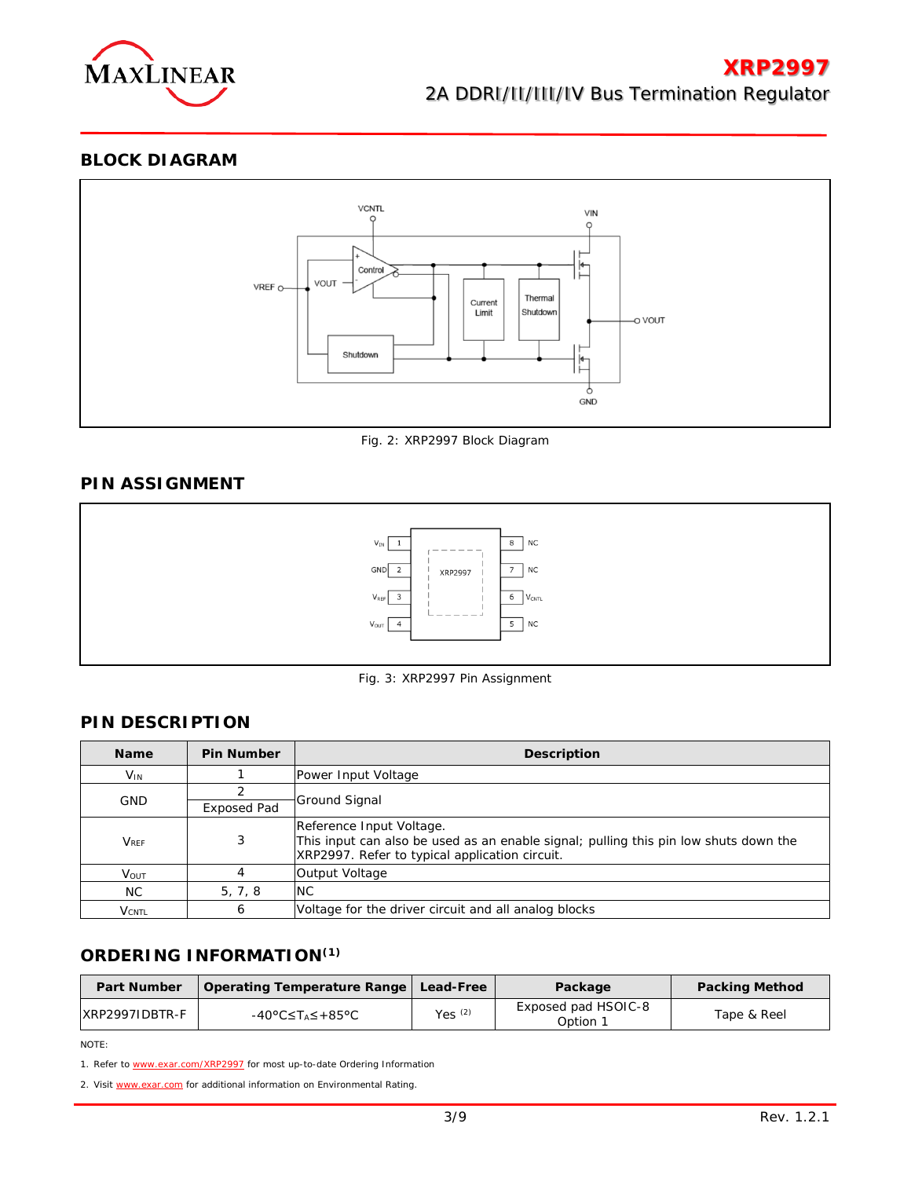## BLOCK DIAGRAM

Fig. 2: XRP2997 Block Diagram

## PIN ASSIGNMENT

Fig. 3: XRP2997 Pin Assignment

## PIN DESCRIPTION

| Name | Pin Number | Description |
| --- | --- | --- |
| $V_{IN}$ | 1 | Power Input Voltage |
| GND | 2 | Ground Signal |
| | Exposed Pad | |
| $V_{REF}$ | 3 | Reference Input Voltage. This input can also be used as an enable signal; pulling this pin low shuts down the XRP2997. Refer to typical application circuit. |
| $V_{OUT}$ | 4 | Output Voltage |
| NC | 5, 7, 8 | NC |
| $V_{CNTL}$ | 6 | Voltage for the driver circuit and all analog blocks |

## ORDERING INFORMATION(1)

| Part Number | Operating Temperature Range | Lead-Free | Package | Packing Method |
| --- | --- | --- | --- | --- |
| XRP2997IDBTR-F | -40°C≤$T_A$≤+85°C | Yes (2) | Exposed pad HSOIC-8 Option 1 | Tape & Reel |

NOTE:

1. Refer to www.exar.com/XRP2997 for most up-to-date Ordering Information
2. Visit www.exar.com for additional information on Environmental Rating.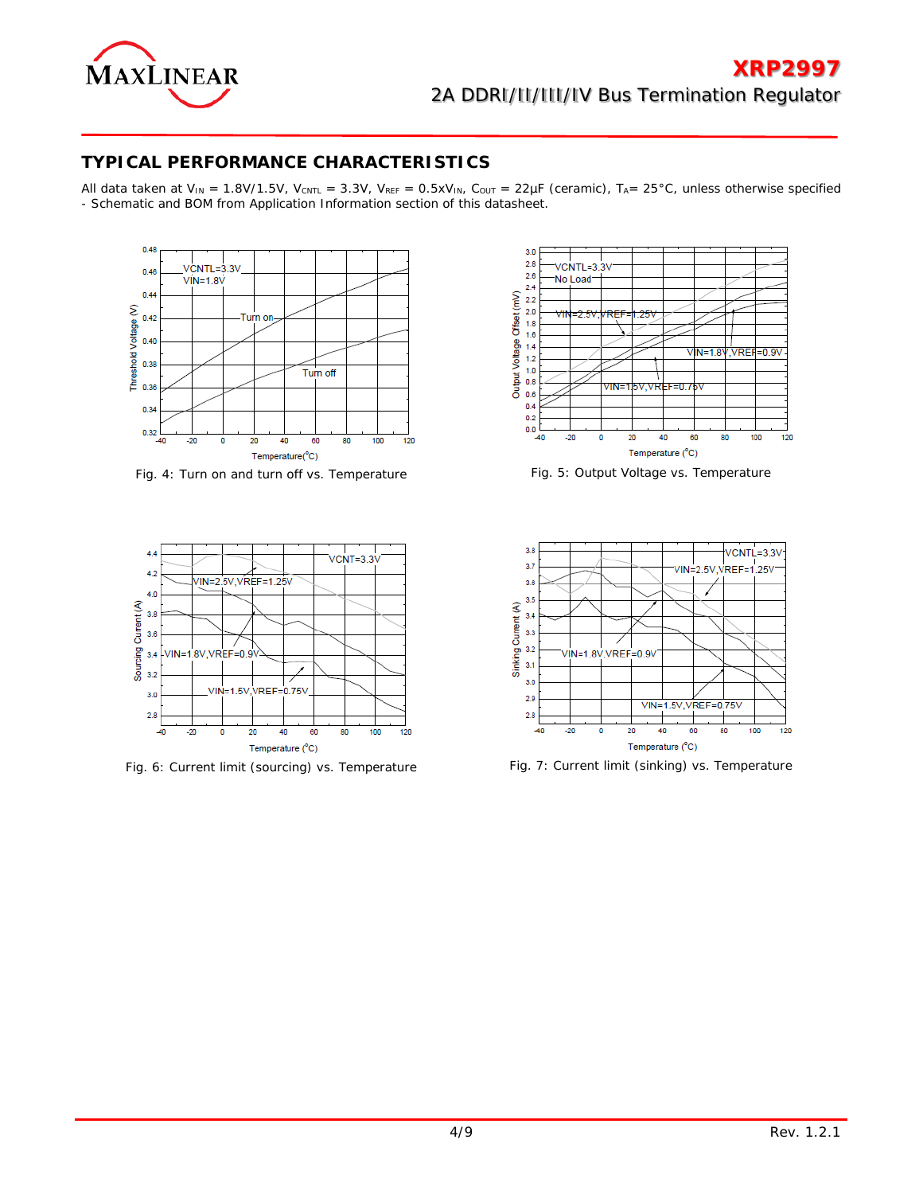## TYPICAL PERFORMANCE CHARACTERISTICS

All data taken at $V_{IN}$ = 1.8V/1.5V, $V_{CNTL}$ = 3.3V, $V_{REF}$ = 0.5x$V_{IN}$, $C_{OUT}$ = 22µF (ceramic), $T_A$= 25°C, unless otherwise specified - Schematic and BOM from Application Information section of this datasheet.

Fig. 4: Turn on and turn off vs. Temperature

Fig. 5: Output Voltage vs. Temperature

Fig. 6: Current limit (sourcing) vs. Temperature

Fig. 7: Current limit (sinking) vs. Temperature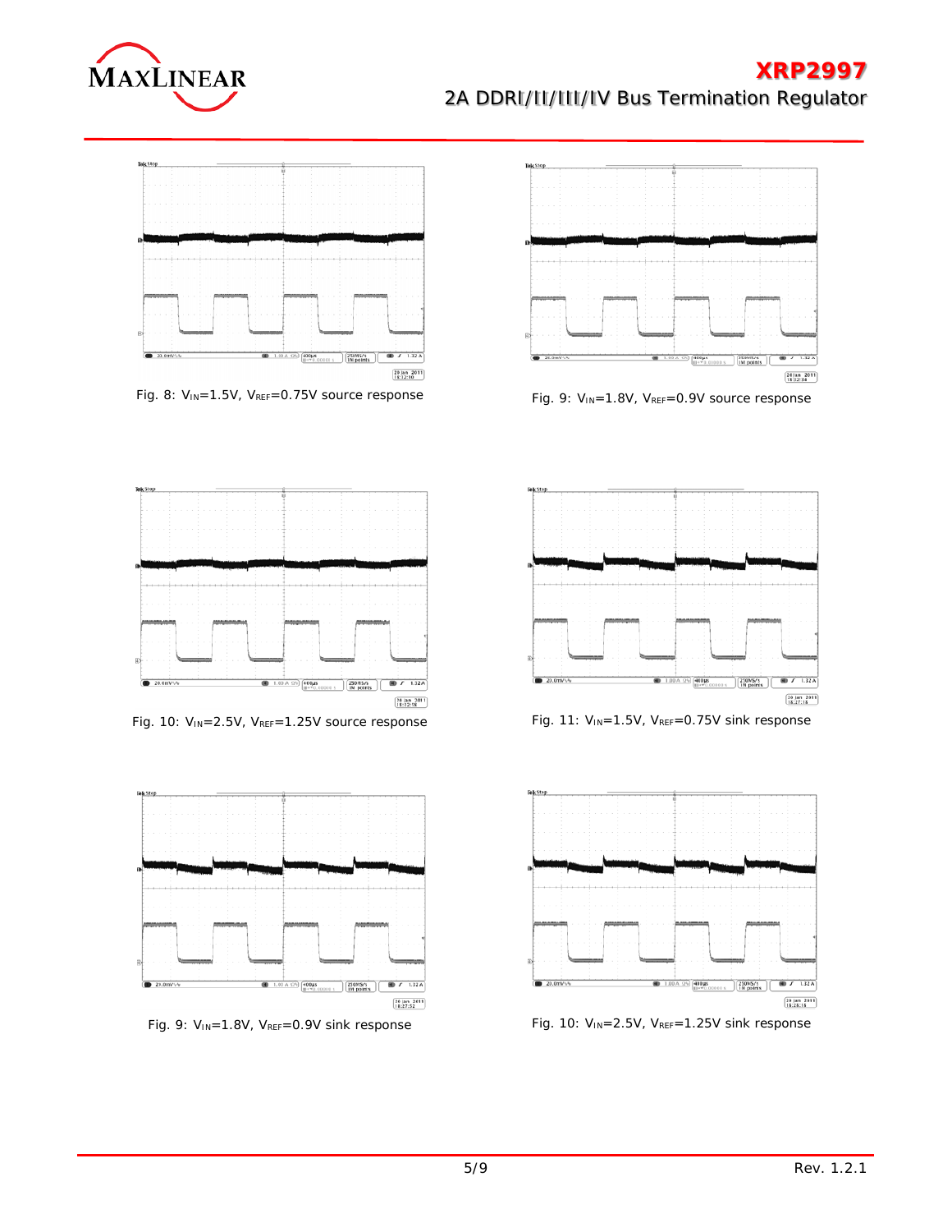Fig. 8: $V_{IN}$=1.5V, $V_{REF}$=0.75V source response

Fig. 9: $V_{IN}$=1.8V, $V_{REF}$=0.9V source response

Fig. 10: $V_{IN}$=2.5V, $V_{REF}$=1.25V source response

Fig. 11: $V_{IN}$=1.5V, $V_{REF}$=0.75V sink response

Fig. 9: $V_{IN}$=1.8V, $V_{REF}$=0.9V sink response

Fig. 10: $V_{IN}$=2.5V, $V_{REF}$=1.25V sink response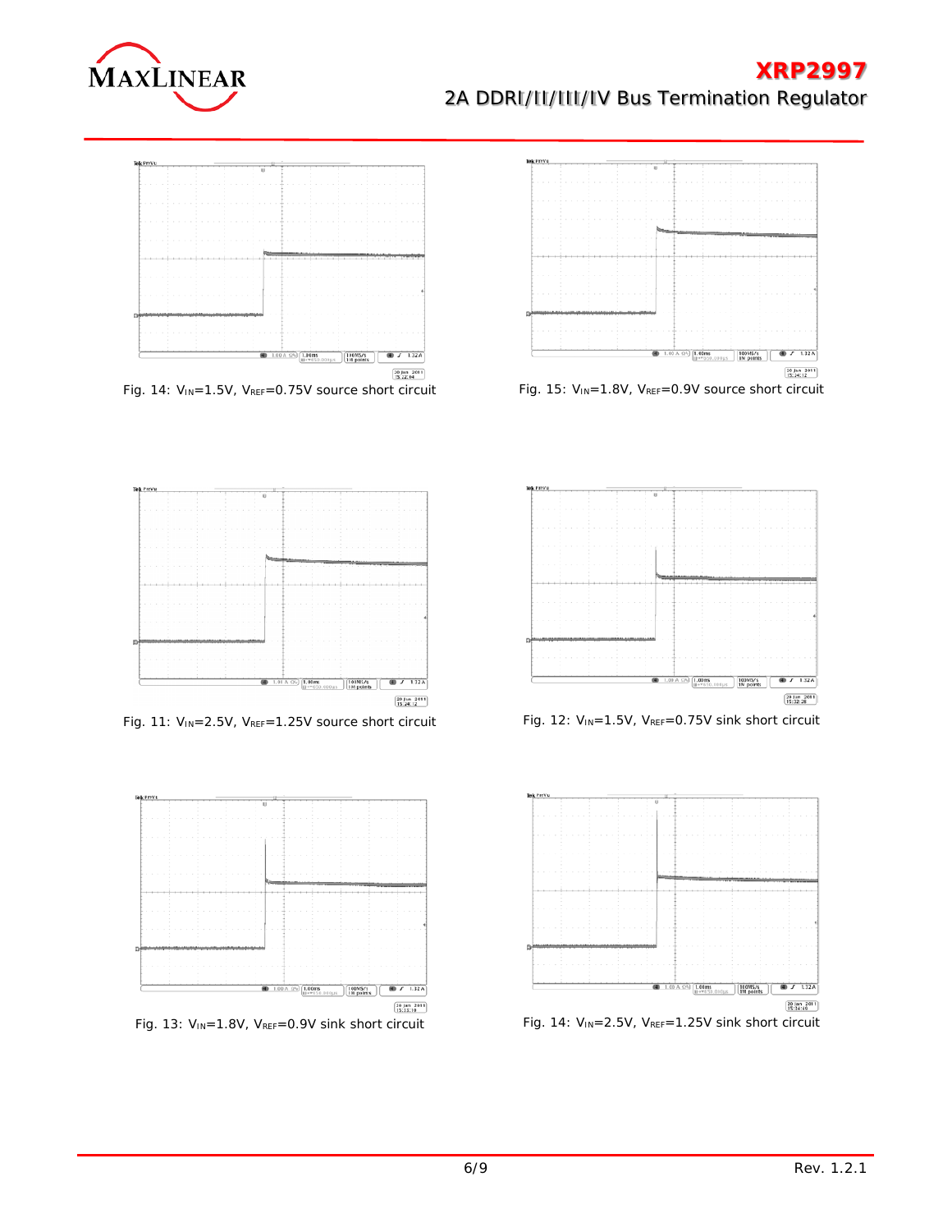Fig. 14: $V_{IN}$=1.5V, $V_{REF}$=0.75V source short circuit

Fig. 15: $V_{IN}$=1.8V, $V_{REF}$=0.9V source short circuit

Fig. 11: $V_{IN}$=2.5V, $V_{REF}$=1.25V source short circuit

Fig. 12: $V_{IN}$=1.5V, $V_{REF}$=0.75V sink short circuit

Fig. 13: $V_{IN}$=1.8V, $V_{REF}$=0.9V sink short circuit

Fig. 14: $V_{IN}$=2.5V, $V_{REF}$=1.25V sink short circuit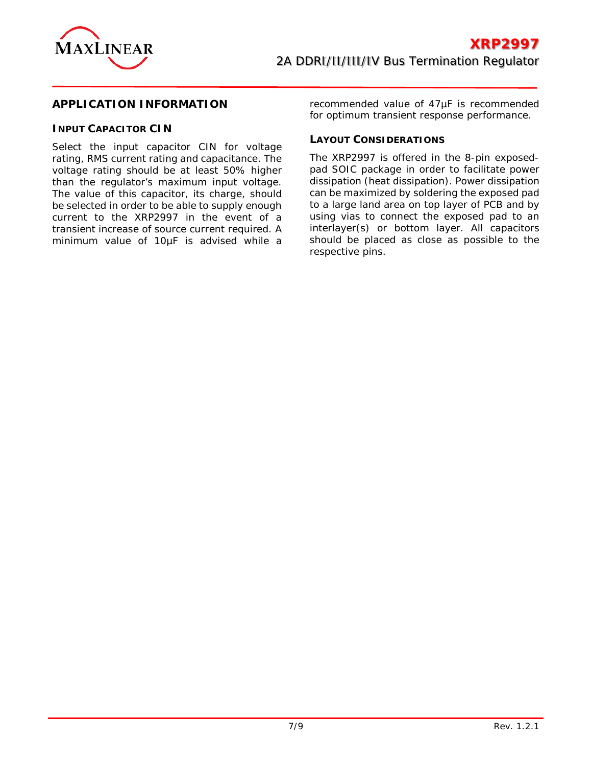## APPLICATION INFORMATION

### INPUT CAPACITOR CIN

Select the input capacitor CIN for voltage rating, RMS current rating and capacitance. The voltage rating should be at least 50% higher than the regulator's maximum input voltage. The value of this capacitor, its charge, should be selected in order to be able to supply enough current to the XRP2997 in the event of a transient increase of source current required. A minimum value of 10µF is advised while a recommended value of 47µF is recommended for optimum transient response performance.

### LAYOUT CONSIDERATIONS

The XRP2997 is offered in the 8-pin exposed-pad SOIC package in order to facilitate power dissipation (heat dissipation). Power dissipation can be maximized by soldering the exposed pad to a large land area on top layer of PCB and by using vias to connect the exposed pad to an interlayer(s) or bottom layer. All capacitors should be placed as close as possible to the respective pins.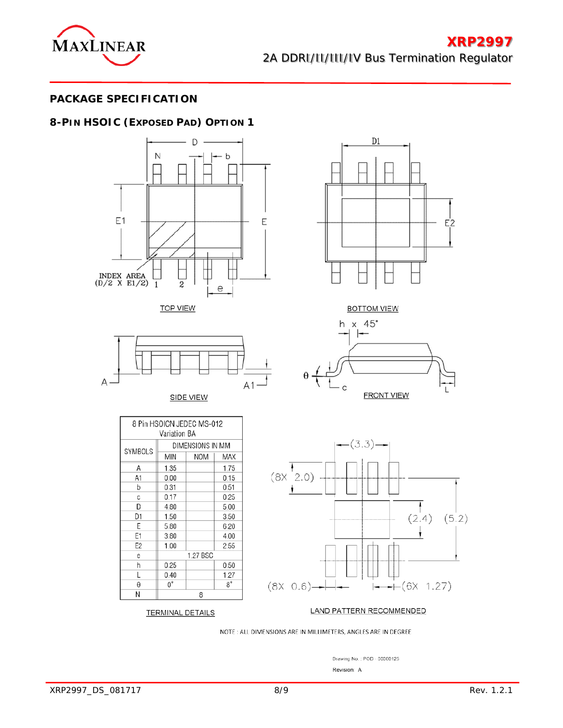## PACKAGE SPECIFICATION

### 8-PIN HSOIC (EXPOSED PAD) OPTION 1

TOP VIEW

BOTTOM VIEW

SIDE VIEW

FRONT VIEW

INDEX AREA (D/2 X E1/2)

| 8 Pin HSOICN JEDEC MS-012 Variation BA | | | |
|---|---|---|---|
| SYMBOLS | DIMENSIONS IN MM | | |
| | MIN | NOM | MAX |
| A | 1.35 | | 1.75 |
| A1 | 0.00 | | 0.15 |
| b | 0.31 | | 0.51 |
| c | 0.17 | | 0.25 |
| D | 4.80 | | 5.00 |
| D1 | 1.50 | | 3.50 |
| E | 5.80 | | 6.20 |
| E1 | 3.80 | | 4.00 |
| E2 | 1.00 | | 2.55 |
| e | | 1.27 BSC | |
| h | 0.25 | | 0.50 |
| L | 0.40 | | 1.27 |
| θ | 0° | | 8° |
| N | | 8 | |

TERMINAL DETAILS

LAND PATTERN RECOMMENDED

(3.3), (8X 2.0), (2.4), (5.2), (8X 0.6), (6X 1.27)

NOTE : ALL DIMENSIONS ARE IN MILLIMETERS, ANGLES ARE IN DEGREE

Drawing No. : POD - 00000125

Revision: A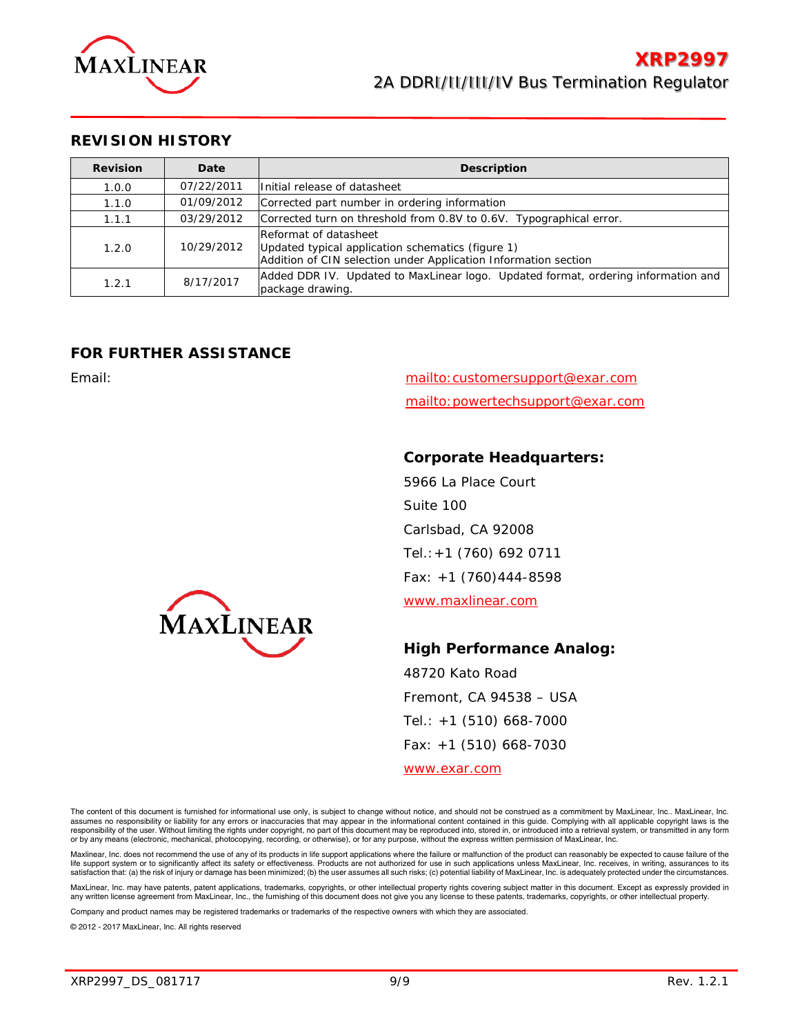## REVISION HISTORY

| Revision | Date | Description |
|---|---|---|
| 1.0.0 | 07/22/2011 | Initial release of datasheet |
| 1.1.0 | 01/09/2012 | Corrected part number in ordering information |
| 1.1.1 | 03/29/2012 | Corrected turn on threshold from 0.8V to 0.6V. Typographical error. |
| 1.2.0 | 10/29/2012 | Reformat of datasheet<br>Updated typical application schematics (figure 1)<br>Addition of CIN selection under Application Information section |
| 1.2.1 | 8/17/2017 | Added DDR IV. Updated to MaxLinear logo. Updated format, ordering information and package drawing. |

## FOR FURTHER ASSISTANCE

Email:

mailto:customersupport@exar.com

mailto:powertechsupport@exar.com

**Corporate Headquarters:**

5966 La Place Court

Suite 100

Carlsbad, CA 92008

Tel.:+1 (760) 692 0711

Fax: +1 (760)444-8598

www.maxlinear.com

**High Performance Analog:**

48720 Kato Road

Fremont, CA 94538 – USA

Tel.: +1 (510) 668-7000

Fax: +1 (510) 668-7030

www.exar.com

The content of this document is furnished for informational use only, is subject to change without notice, and should not be construed as a commitment by MaxLinear, Inc.. MaxLinear, Inc. assumes no responsibility or liability for any errors or inaccuracies that may appear in the informational content contained in this guide. Complying with all applicable copyright laws is the responsibility of the user. Without limiting the rights under copyright, no part of this document may be reproduced into, stored in, or introduced into a retrieval system, or transmitted in any form or by any means (electronic, mechanical, photocopying, recording, or otherwise), or for any purpose, without the express written permission of MaxLinear, Inc.

Maxlinear, Inc. does not recommend the use of any of its products in life support applications where the failure or malfunction of the product can reasonably be expected to cause failure of the life support system or to significantly affect its safety or effectiveness. Products are not authorized for use in such applications unless MaxLinear, Inc. receives, in writing, assurances to its satisfaction that: (a) the risk of injury or damage has been minimized; (b) the user assumes all such risks; (c) potential liability of MaxLinear, Inc. is adequately protected under the circumstances.

MaxLinear, Inc. may have patents, patent applications, trademarks, copyrights, or other intellectual property rights covering subject matter in this document. Except as expressly provided in any written license agreement from MaxLinear, Inc., the furnishing of this document does not give you any license to these patents, trademarks, copyrights, or other intellectual property.

Company and product names may be registered trademarks or trademarks of the respective owners with which they are associated.

© 2012 - 2017 MaxLinear, Inc. All rights reserved